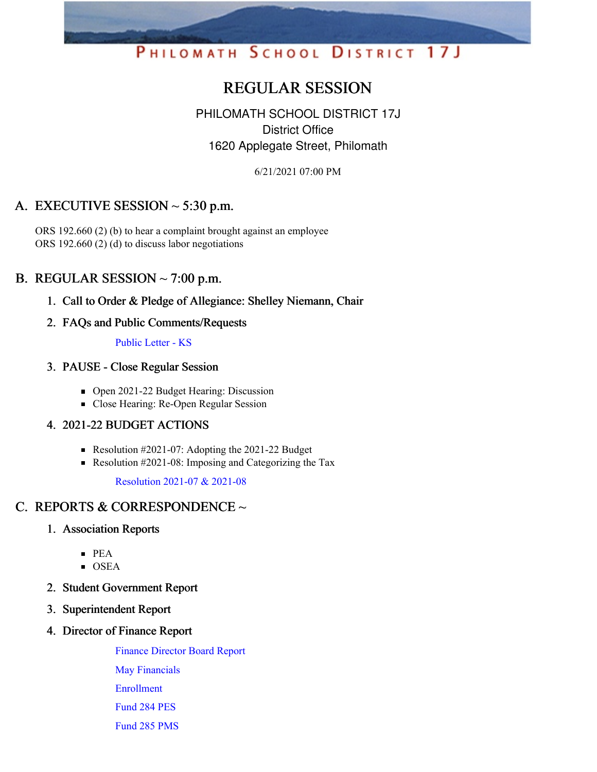PHILOMATH SCHOOL DISTRICT 17J

# REGULAR SESSION

PHILOMATH SCHOOL DISTRICT 17J
District Office
1620 Applegate Street, Philomath

6/21/2021 07:00 PM

## A. EXECUTIVE SESSION ~ 5:30 p.m.

ORS 192.660 (2) (b) to hear a complaint brought against an employee
ORS 192.660 (2) (d) to discuss labor negotiations

## B. REGULAR SESSION ~ 7:00 p.m.

### 1. Call to Order & Pledge of Allegiance: Shelley Niemann, Chair

### 2. FAQs and Public Comments/Requests

Public Letter - KS

### 3. PAUSE - Close Regular Session

- Open 2021-22 Budget Hearing: Discussion
- Close Hearing: Re-Open Regular Session

### 4. 2021-22 BUDGET ACTIONS

- Resolution #2021-07: Adopting the 2021-22 Budget
- Resolution #2021-08: Imposing and Categorizing the Tax

Resolution 2021-07 & 2021-08

## C. REPORTS & CORRESPONDENCE ~

### 1. Association Reports

- PEA
- OSEA

### 2. Student Government Report

### 3. Superintendent Report

### 4. Director of Finance Report

Finance Director Board Report

May Financials

Enrollment

Fund 284 PES

Fund 285 PMS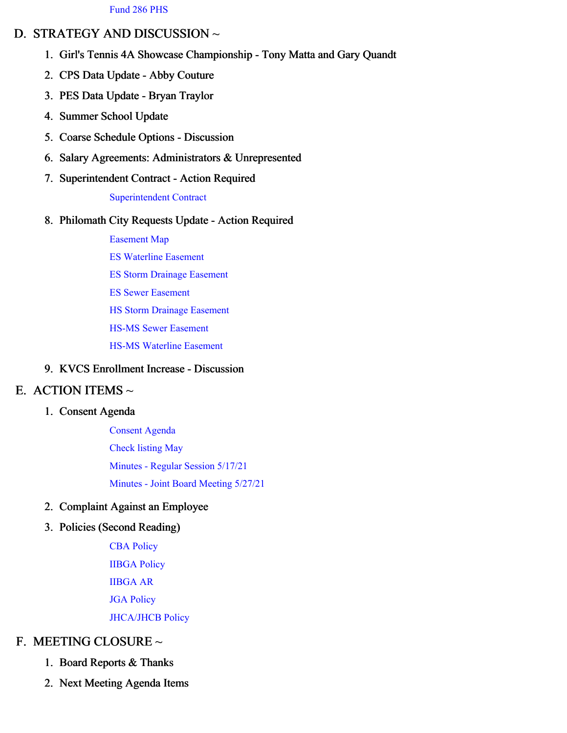Fund 286 PHS

## D. STRATEGY AND DISCUSSION ~

1. Girl's Tennis 4A Showcase Championship - Tony Matta and Gary Quandt
2. CPS Data Update - Abby Couture
3. PES Data Update - Bryan Traylor
4. Summer School Update
5. Coarse Schedule Options - Discussion
6. Salary Agreements: Administrators & Unrepresented
7. Superintendent Contract - Action Required
    - Superintendent Contract
8. Philomath City Requests Update - Action Required
    - Easement Map
    - ES Waterline Easement
    - ES Storm Drainage Easement
    - ES Sewer Easement
    - HS Storm Drainage Easement
    - HS-MS Sewer Easement
    - HS-MS Waterline Easement
9. KVCS Enrollment Increase - Discussion

## E. ACTION ITEMS ~

1. Consent Agenda
    - Consent Agenda
    - Check listing May
    - Minutes - Regular Session 5/17/21
    - Minutes - Joint Board Meeting 5/27/21
2. Complaint Against an Employee
3. Policies (Second Reading)
    - CBA Policy
    - IIBGA Policy
    - IIBGA AR
    - JGA Policy
    - JHCA/JHCB Policy

## F. MEETING CLOSURE ~

1. Board Reports & Thanks
2. Next Meeting Agenda Items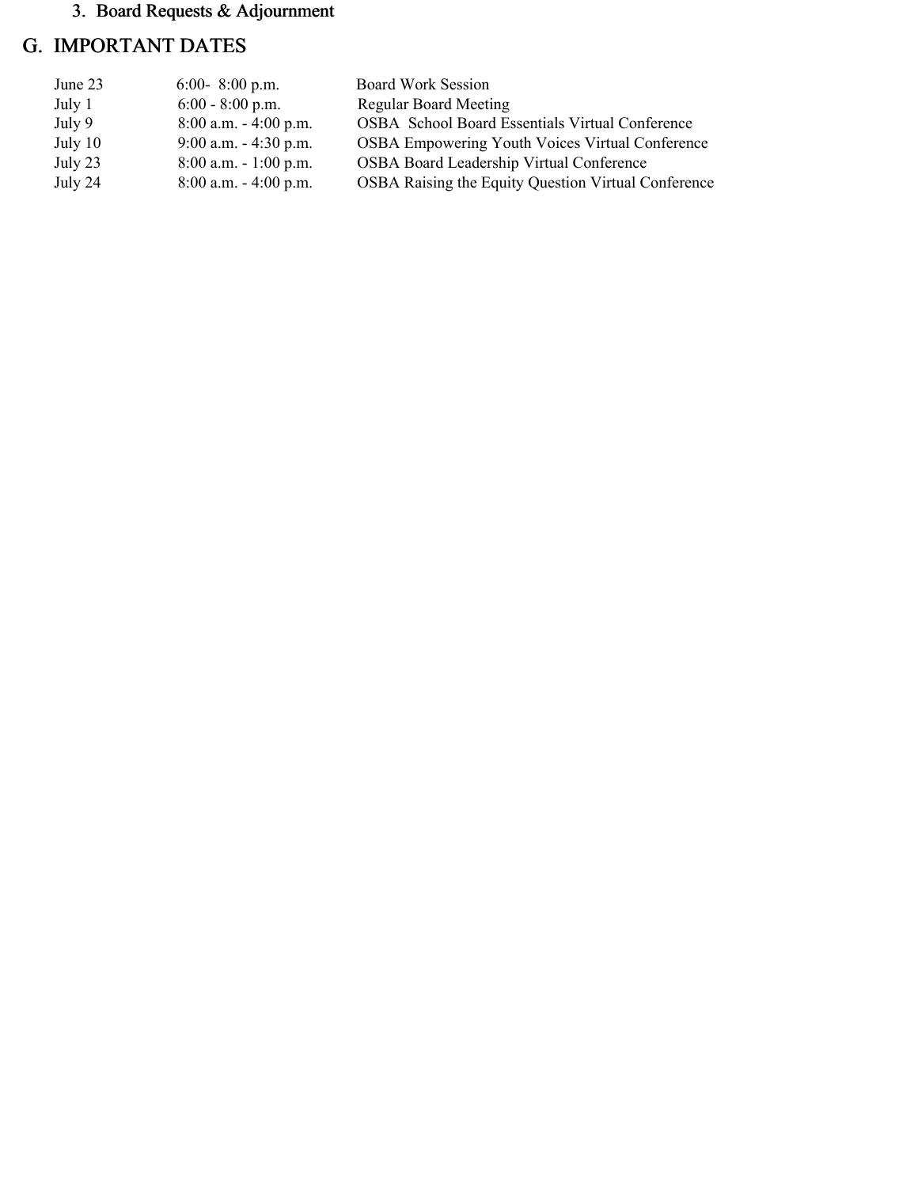3. Board Requests & Adjournment

## G. IMPORTANT DATES

| | | |
|---|---|---|
| June 23 | 6:00- 8:00 p.m. | Board Work Session |
| July 1 | 6:00 - 8:00 p.m. | Regular Board Meeting |
| July 9 | 8:00 a.m. - 4:00 p.m. | OSBA School Board Essentials Virtual Conference |
| July 10 | 9:00 a.m. - 4:30 p.m. | OSBA Empowering Youth Voices Virtual Conference |
| July 23 | 8:00 a.m. - 1:00 p.m. | OSBA Board Leadership Virtual Conference |
| July 24 | 8:00 a.m. - 4:00 p.m. | OSBA Raising the Equity Question Virtual Conference |